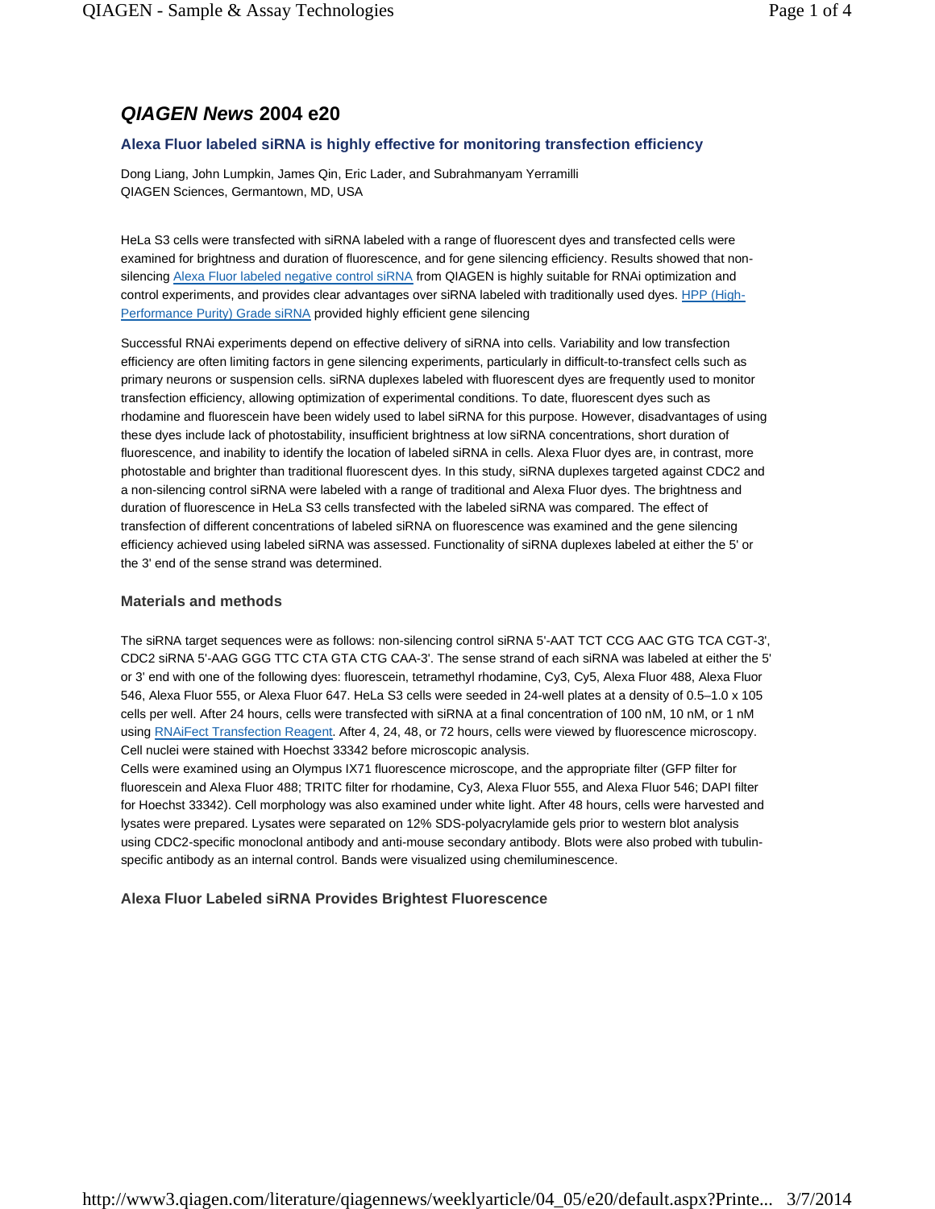# *QIAGEN News* 2004 e20

## Alexa Fluor labeled siRNA is highly effective for monitoring transfection efficiency

Dong Liang, John Lumpkin, James Qin, Eric Lader, and Subrahmanyam Yerramilli
QIAGEN Sciences, Germantown, MD, USA

HeLa S3 cells were transfected with siRNA labeled with a range of fluorescent dyes and transfected cells were examined for brightness and duration of fluorescence, and for gene silencing efficiency. Results showed that non-silencing Alexa Fluor labeled negative control siRNA from QIAGEN is highly suitable for RNAi optimization and control experiments, and provides clear advantages over siRNA labeled with traditionally used dyes. HPP (High-Performance Purity) Grade siRNA provided highly efficient gene silencing

Successful RNAi experiments depend on effective delivery of siRNA into cells. Variability and low transfection efficiency are often limiting factors in gene silencing experiments, particularly in difficult-to-transfect cells such as primary neurons or suspension cells. siRNA duplexes labeled with fluorescent dyes are frequently used to monitor transfection efficiency, allowing optimization of experimental conditions. To date, fluorescent dyes such as rhodamine and fluorescein have been widely used to label siRNA for this purpose. However, disadvantages of using these dyes include lack of photostability, insufficient brightness at low siRNA concentrations, short duration of fluorescence, and inability to identify the location of labeled siRNA in cells. Alexa Fluor dyes are, in contrast, more photostable and brighter than traditional fluorescent dyes. In this study, siRNA duplexes targeted against CDC2 and a non-silencing control siRNA were labeled with a range of traditional and Alexa Fluor dyes. The brightness and duration of fluorescence in HeLa S3 cells transfected with the labeled siRNA was compared. The effect of transfection of different concentrations of labeled siRNA on fluorescence was examined and the gene silencing efficiency achieved using labeled siRNA was assessed. Functionality of siRNA duplexes labeled at either the 5' or the 3' end of the sense strand was determined.

### Materials and methods

The siRNA target sequences were as follows: non-silencing control siRNA 5'-AAT TCT CCG AAC GTG TCA CGT-3', CDC2 siRNA 5'-AAG GGG TTC CTA GTA CTG CAA-3'. The sense strand of each siRNA was labeled at either the 5' or 3' end with one of the following dyes: fluorescein, tetramethyl rhodamine, Cy3, Cy5, Alexa Fluor 488, Alexa Fluor 546, Alexa Fluor 555, or Alexa Fluor 647. HeLa S3 cells were seeded in 24-well plates at a density of 0.5–1.0 x $10^5$ cells per well. After 24 hours, cells were transfected with siRNA at a final concentration of 100 nM, 10 nM, or 1 nM using RNAiFect Transfection Reagent. After 4, 24, 48, or 72 hours, cells were viewed by fluorescence microscopy. Cell nuclei were stained with Hoechst 33342 before microscopic analysis.
Cells were examined using an Olympus IX71 fluorescence microscope, and the appropriate filter (GFP filter for fluorescein and Alexa Fluor 488; TRITC filter for rhodamine, Cy3, Alexa Fluor 555, and Alexa Fluor 546; DAPI filter for Hoechst 33342). Cell morphology was also examined under white light. After 48 hours, cells were harvested and lysates were prepared. Lysates were separated on 12% SDS-polyacrylamide gels prior to western blot analysis using CDC2-specific monoclonal antibody and anti-mouse secondary antibody. Blots were also probed with tubulin-specific antibody as an internal control. Bands were visualized using chemiluminescence.

### Alexa Fluor Labeled siRNA Provides Brightest Fluorescence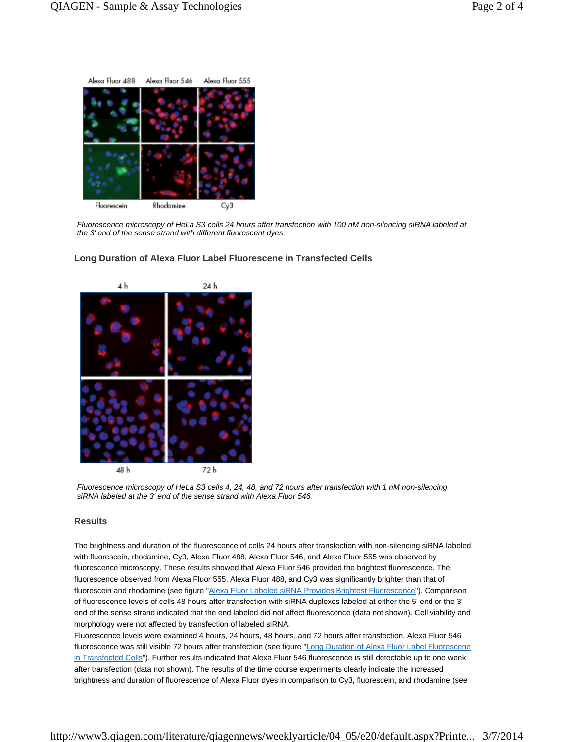Fluorescence microscopy of HeLa S3 cells 24 hours after transfection with 100 nM non-silencing siRNA labeled at the 3' end of the sense strand with different fluorescent dyes.

### Long Duration of Alexa Fluor Label Fluorescene in Transfected Cells

*Fluorescence microscopy of HeLa S3 cells 4, 24, 48, and 72 hours after transfection with 1 nM non-silencing siRNA labeled at the 3' end of the sense strand with Alexa Fluor 546.*

### Results

The brightness and duration of the fluorescence of cells 24 hours after transfection with non-silencing siRNA labeled with fluorescein, rhodamine, Cy3, Alexa Fluor 488, Alexa Fluor 546, and Alexa Fluor 555 was observed by fluorescence microscopy. These results showed that Alexa Fluor 546 provided the brightest fluorescence. The fluorescence observed from Alexa Fluor 555, Alexa Fluor 488, and Cy3 was significantly brighter than that of fluorescein and rhodamine (see figure "Alexa Fluor Labeled siRNA Provides Brightest Fluorescence"). Comparison of fluorescence levels of cells 48 hours after transfection with siRNA duplexes labeled at either the 5' end or the 3' end of the sense strand indicated that the end labeled did not affect fluorescence (data not shown). Cell viability and morphology were not affected by transfection of labeled siRNA.

Fluorescence levels were examined 4 hours, 24 hours, 48 hours, and 72 hours after transfection. Alexa Fluor 546 fluorescence was still visible 72 hours after transfection (see figure "Long Duration of Alexa Fluor Label Fluorescene in Transfected Cells"). Further results indicated that Alexa Fluor 546 fluorescence is still detectable up to one week after transfection (data not shown). The results of the time course experiments clearly indicate the increased brightness and duration of fluorescence of Alexa Fluor dyes in comparison to Cy3, fluorescein, and rhodamine (see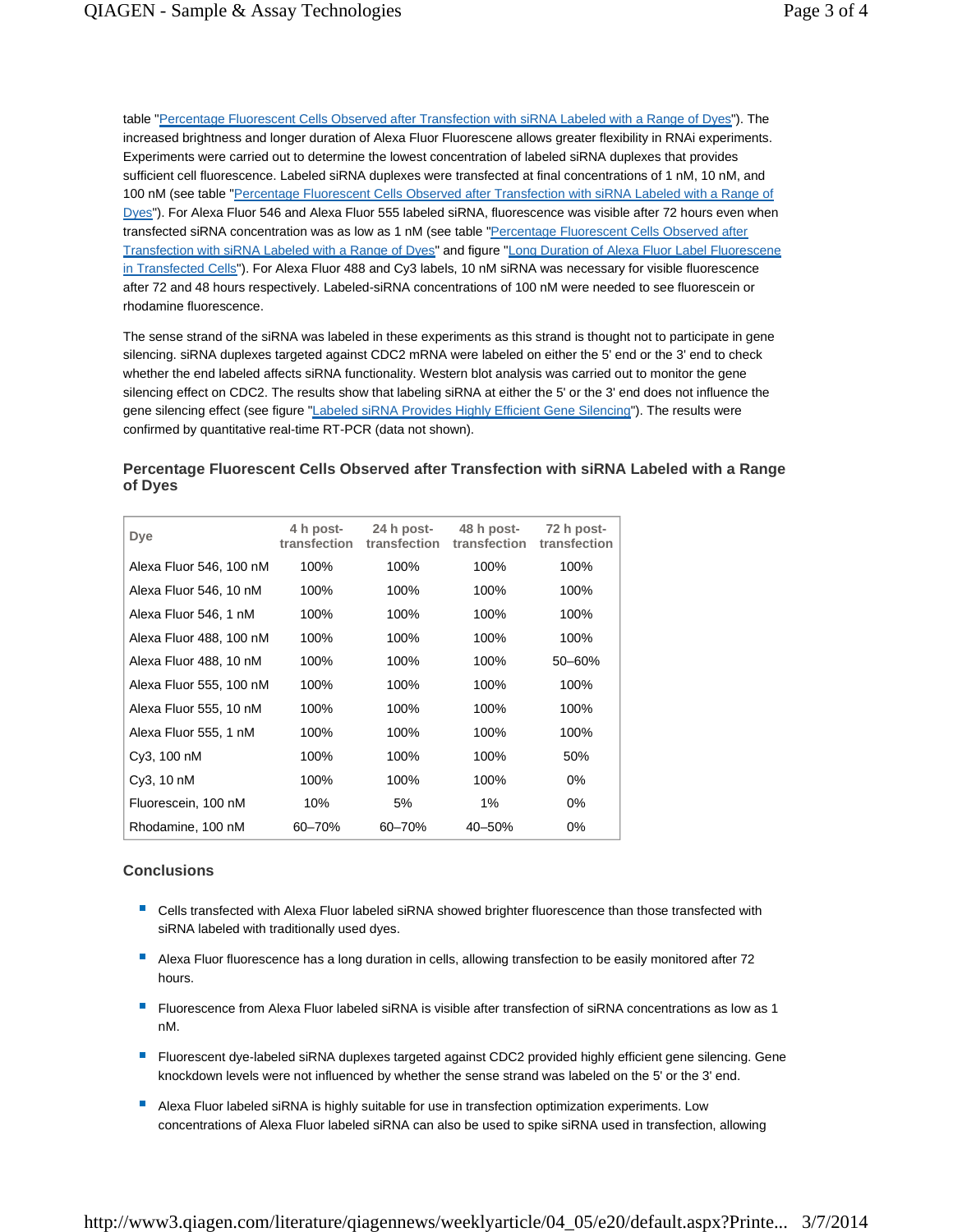table "Percentage Fluorescent Cells Observed after Transfection with siRNA Labeled with a Range of Dyes"). The increased brightness and longer duration of Alexa Fluor Fluorescene allows greater flexibility in RNAi experiments. Experiments were carried out to determine the lowest concentration of labeled siRNA duplexes that provides sufficient cell fluorescence. Labeled siRNA duplexes were transfected at final concentrations of 1 nM, 10 nM, and 100 nM (see table "Percentage Fluorescent Cells Observed after Transfection with siRNA Labeled with a Range of Dyes"). For Alexa Fluor 546 and Alexa Fluor 555 labeled siRNA, fluorescence was visible after 72 hours even when transfected siRNA concentration was as low as 1 nM (see table "Percentage Fluorescent Cells Observed after Transfection with siRNA Labeled with a Range of Dyes" and figure "Long Duration of Alexa Fluor Label Fluorescene in Transfected Cells"). For Alexa Fluor 488 and Cy3 labels, 10 nM siRNA was necessary for visible fluorescence after 72 and 48 hours respectively. Labeled-siRNA concentrations of 100 nM were needed to see fluorescein or rhodamine fluorescence.

The sense strand of the siRNA was labeled in these experiments as this strand is thought not to participate in gene silencing. siRNA duplexes targeted against CDC2 mRNA were labeled on either the 5' end or the 3' end to check whether the end labeled affects siRNA functionality. Western blot analysis was carried out to monitor the gene silencing effect on CDC2. The results show that labeling siRNA at either the 5' or the 3' end does not influence the gene silencing effect (see figure "Labeled siRNA Provides Highly Efficient Gene Silencing"). The results were confirmed by quantitative real-time RT-PCR (data not shown).

### Percentage Fluorescent Cells Observed after Transfection with siRNA Labeled with a Range of Dyes

| Dye | 4 h post-transfection | 24 h post-transfection | 48 h post-transfection | 72 h post-transfection |
|---|---|---|---|---|
| Alexa Fluor 546, 100 nM | 100% | 100% | 100% | 100% |
| Alexa Fluor 546, 10 nM | 100% | 100% | 100% | 100% |
| Alexa Fluor 546, 1 nM | 100% | 100% | 100% | 100% |
| Alexa Fluor 488, 100 nM | 100% | 100% | 100% | 100% |
| Alexa Fluor 488, 10 nM | 100% | 100% | 100% | 50–60% |
| Alexa Fluor 555, 100 nM | 100% | 100% | 100% | 100% |
| Alexa Fluor 555, 10 nM | 100% | 100% | 100% | 100% |
| Alexa Fluor 555, 1 nM | 100% | 100% | 100% | 100% |
| Cy3, 100 nM | 100% | 100% | 100% | 50% |
| Cy3, 10 nM | 100% | 100% | 100% | 0% |
| Fluorescein, 100 nM | 10% | 5% | 1% | 0% |
| Rhodamine, 100 nM | 60–70% | 60–70% | 40–50% | 0% |

### Conclusions

- Cells transfected with Alexa Fluor labeled siRNA showed brighter fluorescence than those transfected with siRNA labeled with traditionally used dyes.
- Alexa Fluor fluorescence has a long duration in cells, allowing transfection to be easily monitored after 72 hours.
- Fluorescence from Alexa Fluor labeled siRNA is visible after transfection of siRNA concentrations as low as 1 nM.
- Fluorescent dye-labeled siRNA duplexes targeted against CDC2 provided highly efficient gene silencing. Gene knockdown levels were not influenced by whether the sense strand was labeled on the 5' or the 3' end.
- Alexa Fluor labeled siRNA is highly suitable for use in transfection optimization experiments. Low concentrations of Alexa Fluor labeled siRNA can also be used to spike siRNA used in transfection, allowing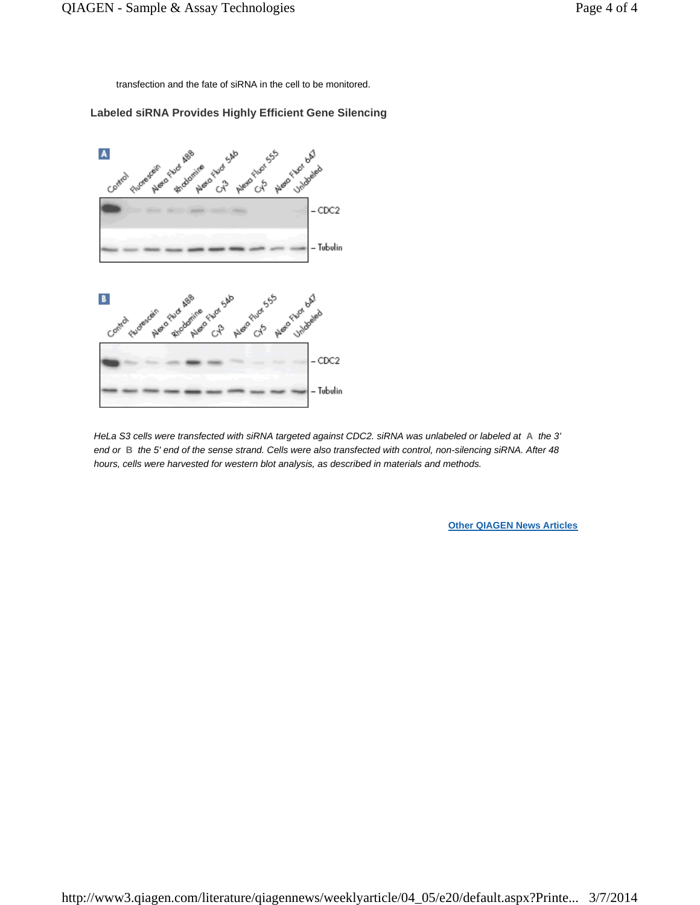transfection and the fate of siRNA in the cell to be monitored.

### Labeled siRNA Provides Highly Efficient Gene Silencing

A

Control
Fluorescein
Alexa Fluor 488
Rhodamine
Alexa Fluor 546
Cy3
Alexa Fluor 555
Cy5
Alexa Fluor 647
Unlabeled

– CDC2
– Tubulin

B

Control
Fluorescein
Alexa Fluor 488
Rhodamine
Alexa Fluor 546
Cy3
Alexa Fluor 555
Cy5
Alexa Fluor 647
Unlabeled

– CDC2
– Tubulin

*HeLa S3 cells were transfected with siRNA targeted against CDC2. siRNA was unlabeled or labeled at* **A** *the 3' end or* **B** *the 5' end of the sense strand. Cells were also transfected with control, non-silencing siRNA. After 48 hours, cells were harvested for western blot analysis, as described in materials and methods.*

**Other QIAGEN News Articles**